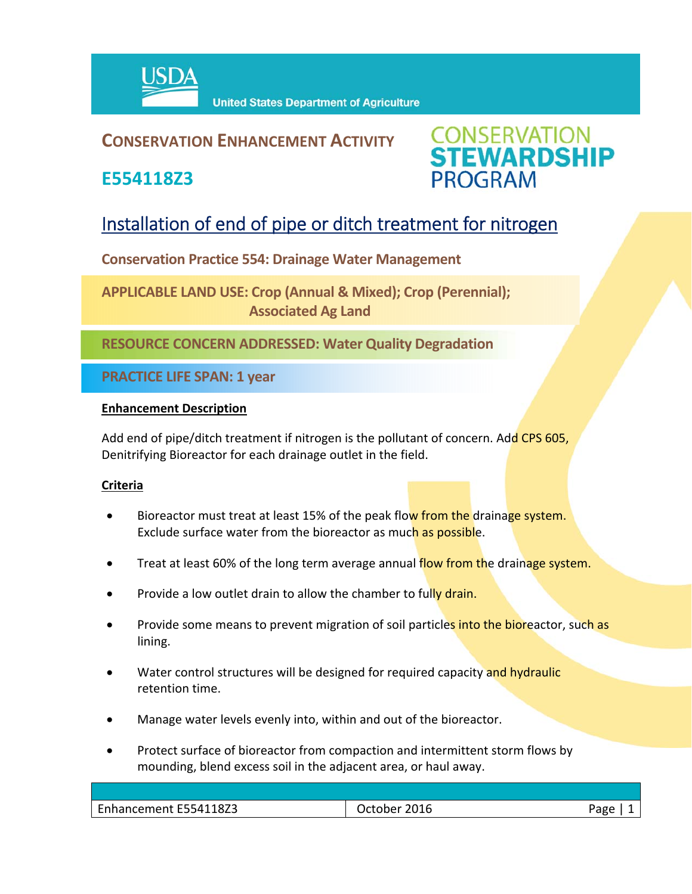USDA United States Department of Agriculture

# CONSERVATION ENHANCEMENT ACTIVITY

## E554118Z3

CONSERVATION STEWARDSHIP PROGRAM

# Installation of end of pipe or ditch treatment for nitrogen

**Conservation Practice 554: Drainage Water Management**

**APPLICABLE LAND USE: Crop (Annual & Mixed); Crop (Perennial); Associated Ag Land**

**RESOURCE CONCERN ADDRESSED: Water Quality Degradation**

**PRACTICE LIFE SPAN: 1 year**

**Enhancement Description**

Add end of pipe/ditch treatment if nitrogen is the pollutant of concern. Add CPS 605, Denitrifying Bioreactor for each drainage outlet in the field.

**Criteria**

- Bioreactor must treat at least 15% of the peak flow from the drainage system. Exclude surface water from the bioreactor as much as possible.
- Treat at least 60% of the long term average annual flow from the drainage system.
- Provide a low outlet drain to allow the chamber to fully drain.
- Provide some means to prevent migration of soil particles into the bioreactor, such as lining.
- Water control structures will be designed for required capacity and hydraulic retention time.
- Manage water levels evenly into, within and out of the bioreactor.
- Protect surface of bioreactor from compaction and intermittent storm flows by mounding, blend excess soil in the adjacent area, or haul away.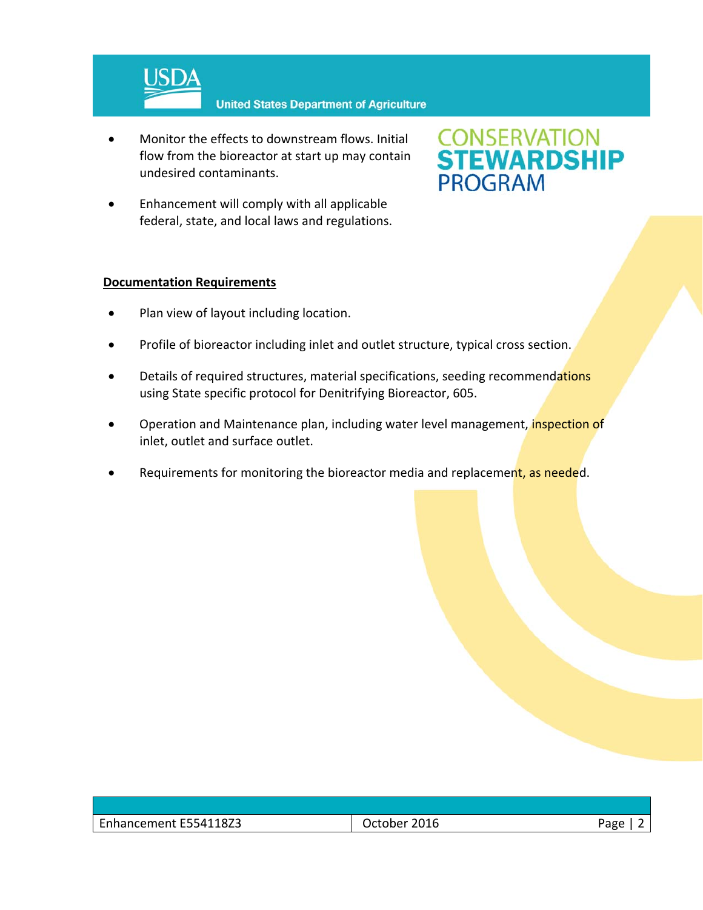- Monitor the effects to downstream flows. Initial flow from the bioreactor at start up may contain undesired contaminants.
- Enhancement will comply with all applicable federal, state, and local laws and regulations.

**Documentation Requirements**

- Plan view of layout including location.
- Profile of bioreactor including inlet and outlet structure, typical cross section.
- Details of required structures, material specifications, seeding recommendations using State specific protocol for Denitrifying Bioreactor, 605.
- Operation and Maintenance plan, including water level management, inspection of inlet, outlet and surface outlet.
- Requirements for monitoring the bioreactor media and replacement, as needed.